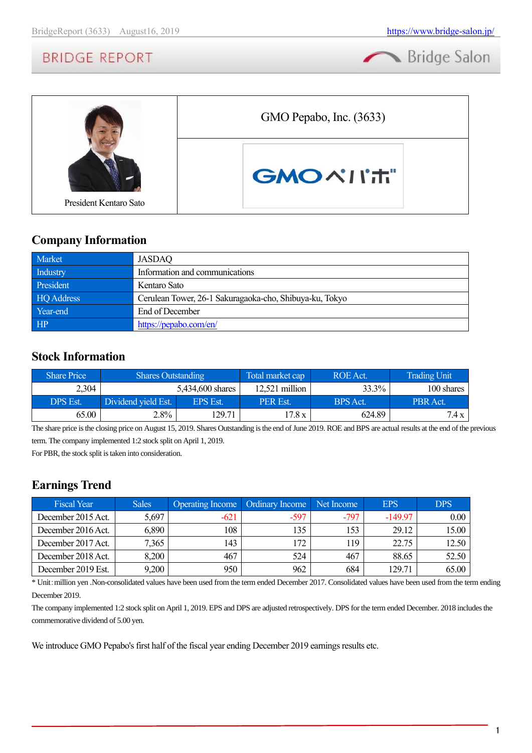President Kentaro Sato

GMO Pepabo, Inc. (3633)

## Company Information

| Market | JASDAQ |
|---|---|
| Industry | Information and communications |
| President | Kentaro Sato |
| HQ Address | Cerulean Tower, 26-1 Sakuragaoka-cho, Shibuya-ku, Tokyo |
| Year-end | End of December |
| HP | https://pepabo.com/en/ |

## Stock Information

| Share Price | Shares Outstanding | | Total market cap | ROE Act. | Trading Unit |
|---|---|---|---|---|---|
| 2,304 | 5,434,600 shares | | 12,521 million | 33.3% | 100 shares |
| DPS Est. | Dividend yield Est. | EPS Est. | PER Est. | BPS Act. | PBR Act. |
| 65.00 | 2.8% | 129.71 | 17.8 x | 624.89 | 7.4 x |

The share price is the closing price on August 15, 2019. Shares Outstanding is the end of June 2019. ROE and BPS are actual results at the end of the previous term. The company implemented 1:2 stock split on April 1, 2019.
For PBR, the stock split is taken into consideration.

## Earnings Trend

| Fiscal Year | Sales | Operating Income | Ordinary Income | Net Income | EPS | DPS |
|---|---|---|---|---|---|---|
| December 2015 Act. | 5,697 | -621 | -597 | -797 | -149.97 | 0.00 |
| December 2016 Act. | 6,890 | 108 | 135 | 153 | 29.12 | 15.00 |
| December 2017 Act. | 7,365 | 143 | 172 | 119 | 22.75 | 12.50 |
| December 2018 Act. | 8,200 | 467 | 524 | 467 | 88.65 | 52.50 |
| December 2019 Est. | 9,200 | 950 | 962 | 684 | 129.71 | 65.00 |

* Unit: million yen .Non-consolidated values have been used from the term ended December 2017. Consolidated values have been used from the term ending December 2019.
The company implemented 1:2 stock split on April 1, 2019. EPS and DPS are adjusted retrospectively. DPS for the term ended December. 2018 includes the commemorative dividend of 5.00 yen.

We introduce GMO Pepabo's first half of the fiscal year ending December 2019 earnings results etc.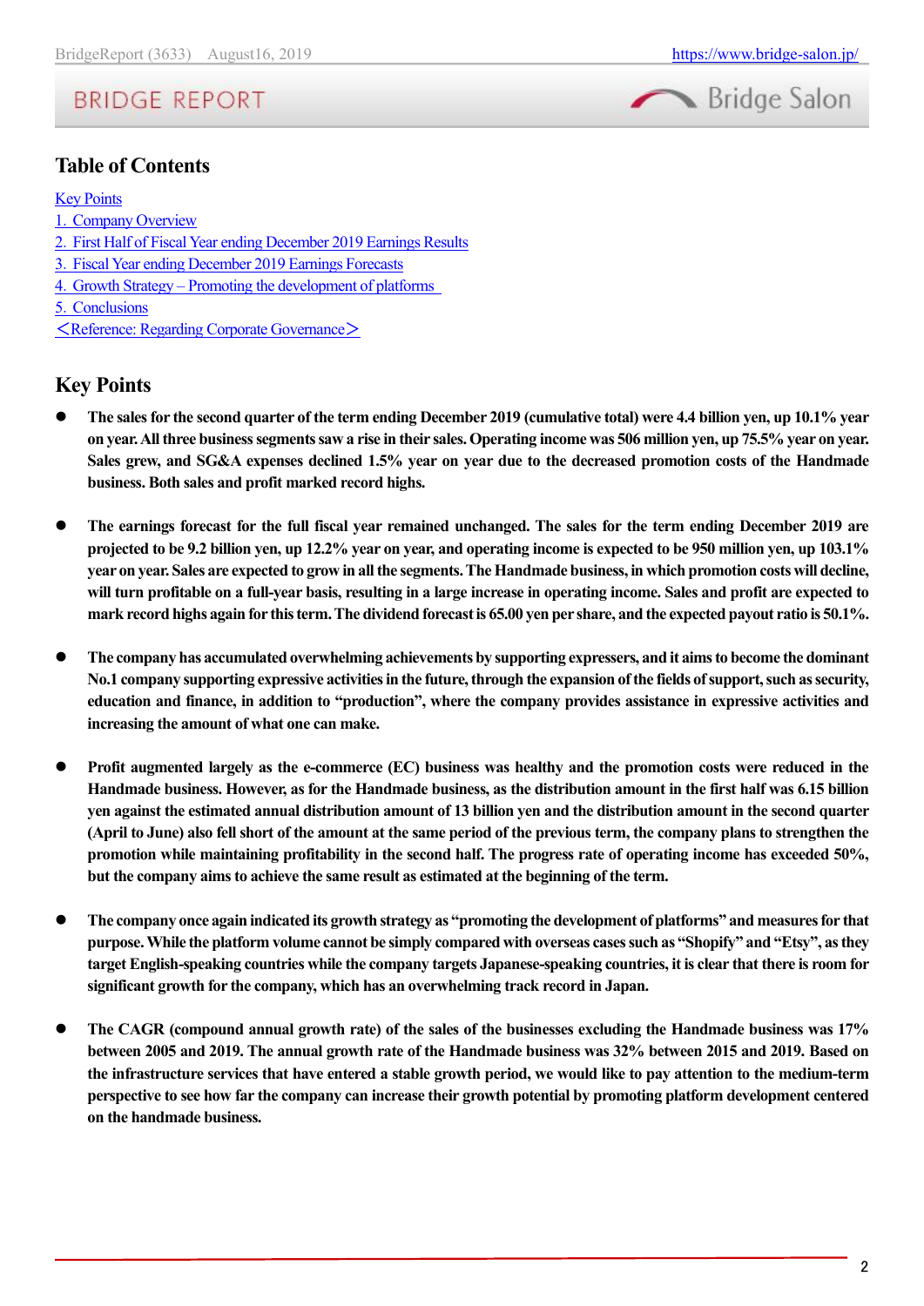## Table of Contents

Key Points
1. Company Overview
2. First Half of Fiscal Year ending December 2019 Earnings Results
3. Fiscal Year ending December 2019 Earnings Forecasts
4. Growth Strategy – Promoting the development of platforms
5. Conclusions
＜Reference: Regarding Corporate Governance＞

## Key Points

- **The sales for the second quarter of the term ending December 2019 (cumulative total) were 4.4 billion yen, up 10.1% year on year. All three business segments saw a rise in their sales. Operating income was 506 million yen, up 75.5% year on year. Sales grew, and SG&A expenses declined 1.5% year on year due to the decreased promotion costs of the Handmade business. Both sales and profit marked record highs.**

- **The earnings forecast for the full fiscal year remained unchanged. The sales for the term ending December 2019 are projected to be 9.2 billion yen, up 12.2% year on year, and operating income is expected to be 950 million yen, up 103.1% year on year. Sales are expected to grow in all the segments. The Handmade business, in which promotion costs will decline, will turn profitable on a full-year basis, resulting in a large increase in operating income. Sales and profit are expected to mark record highs again for this term. The dividend forecast is 65.00 yen per share, and the expected payout ratio is 50.1%.**

- **The company has accumulated overwhelming achievements by supporting expressers, and it aims to become the dominant No.1 company supporting expressive activities in the future, through the expansion of the fields of support, such as security, education and finance, in addition to "production", where the company provides assistance in expressive activities and increasing the amount of what one can make.**

- **Profit augmented largely as the e-commerce (EC) business was healthy and the promotion costs were reduced in the Handmade business. However, as for the Handmade business, as the distribution amount in the first half was 6.15 billion yen against the estimated annual distribution amount of 13 billion yen and the distribution amount in the second quarter (April to June) also fell short of the amount at the same period of the previous term, the company plans to strengthen the promotion while maintaining profitability in the second half. The progress rate of operating income has exceeded 50%, but the company aims to achieve the same result as estimated at the beginning of the term.**

- **The company once again indicated its growth strategy as "promoting the development of platforms" and measures for that purpose. While the platform volume cannot be simply compared with overseas cases such as "Shopify" and "Etsy", as they target English-speaking countries while the company targets Japanese-speaking countries, it is clear that there is room for significant growth for the company, which has an overwhelming track record in Japan.**

- **The CAGR (compound annual growth rate) of the sales of the businesses excluding the Handmade business was 17% between 2005 and 2019. The annual growth rate of the Handmade business was 32% between 2015 and 2019. Based on the infrastructure services that have entered a stable growth period, we would like to pay attention to the medium-term perspective to see how far the company can increase their growth potential by promoting platform development centered on the handmade business.**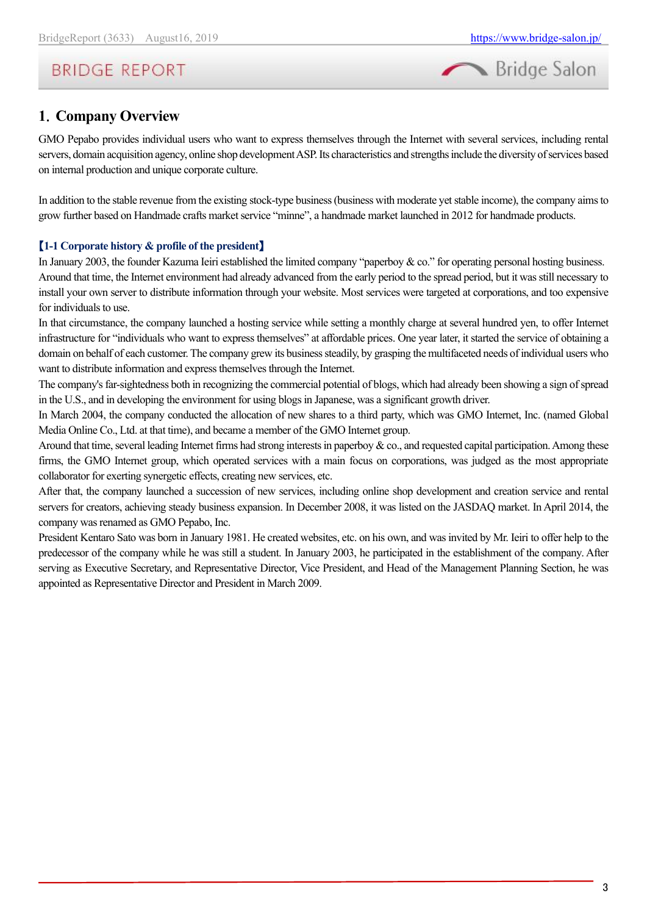# 1. Company Overview

GMO Pepabo provides individual users who want to express themselves through the Internet with several services, including rental servers, domain acquisition agency, online shop development ASP. Its characteristics and strengths include the diversity of services based on internal production and unique corporate culture.

In addition to the stable revenue from the existing stock-type business (business with moderate yet stable income), the company aims to grow further based on Handmade crafts market service "minne", a handmade market launched in 2012 for handmade products.

### 【1-1 Corporate history & profile of the president】

In January 2003, the founder Kazuma Ieiri established the limited company "paperboy & co." for operating personal hosting business.
Around that time, the Internet environment had already advanced from the early period to the spread period, but it was still necessary to install your own server to distribute information through your website. Most services were targeted at corporations, and too expensive for individuals to use.
In that circumstance, the company launched a hosting service while setting a monthly charge at several hundred yen, to offer Internet infrastructure for "individuals who want to express themselves" at affordable prices. One year later, it started the service of obtaining a domain on behalf of each customer. The company grew its business steadily, by grasping the multifaceted needs of individual users who want to distribute information and express themselves through the Internet.
The company's far-sightedness both in recognizing the commercial potential of blogs, which had already been showing a sign of spread in the U.S., and in developing the environment for using blogs in Japanese, was a significant growth driver.
In March 2004, the company conducted the allocation of new shares to a third party, which was GMO Internet, Inc. (named Global Media Online Co., Ltd. at that time), and became a member of the GMO Internet group.
Around that time, several leading Internet firms had strong interests in paperboy & co., and requested capital participation. Among these firms, the GMO Internet group, which operated services with a main focus on corporations, was judged as the most appropriate collaborator for exerting synergetic effects, creating new services, etc.
After that, the company launched a succession of new services, including online shop development and creation service and rental servers for creators, achieving steady business expansion. In December 2008, it was listed on the JASDAQ market. In April 2014, the company was renamed as GMO Pepabo, Inc.
President Kentaro Sato was born in January 1981. He created websites, etc. on his own, and was invited by Mr. Ieiri to offer help to the predecessor of the company while he was still a student. In January 2003, he participated in the establishment of the company. After serving as Executive Secretary, and Representative Director, Vice President, and Head of the Management Planning Section, he was appointed as Representative Director and President in March 2009.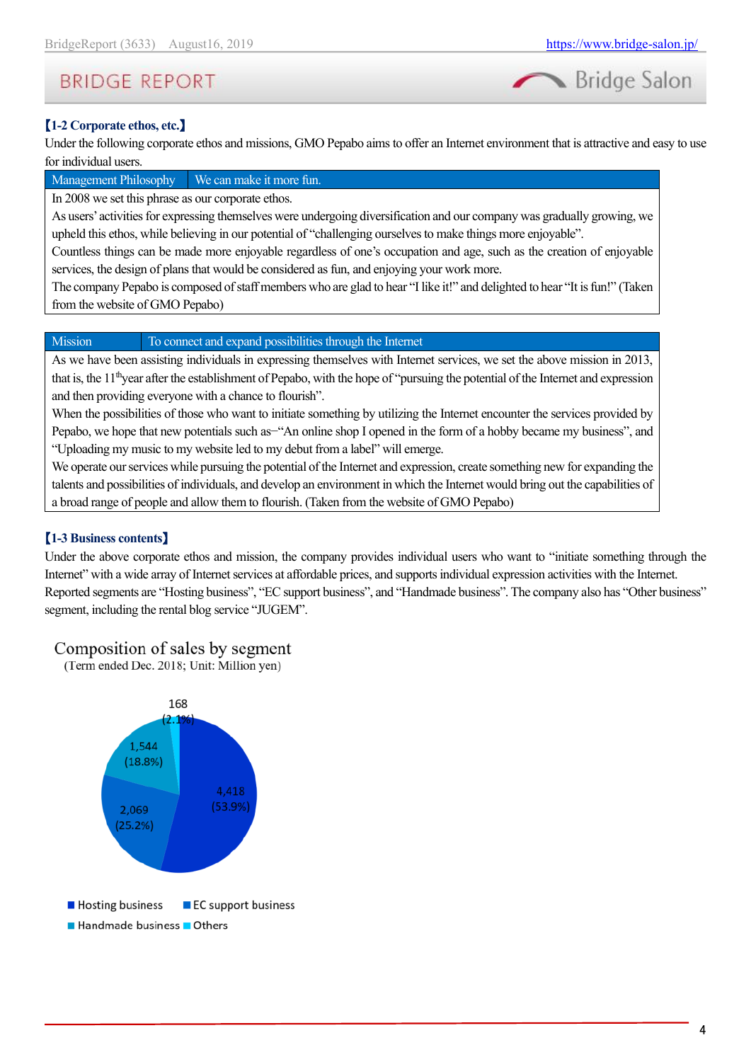**【1-2 Corporate ethos, etc.】**

Under the following corporate ethos and missions, GMO Pepabo aims to offer an Internet environment that is attractive and easy to use for individual users.

| Management Philosophy | We can make it more fun. |
|---|---|
| In 2008 we set this phrase as our corporate ethos.<br>As users' activities for expressing themselves were undergoing diversification and our company was gradually growing, we upheld this ethos, while believing in our potential of "challenging ourselves to make things more enjoyable".<br>Countless things can be made more enjoyable regardless of one's occupation and age, such as the creation of enjoyable services, the design of plans that would be considered as fun, and enjoying your work more.<br>The company Pepabo is composed of staff members who are glad to hear "I like it!" and delighted to hear "It is fun!" (Taken from the website of GMO Pepabo) | |

| Mission | To connect and expand possibilities through the Internet |
|---|---|
| As we have been assisting individuals in expressing themselves with Internet services, we set the above mission in 2013, that is, the 11th year after the establishment of Pepabo, with the hope of "pursuing the potential of the Internet and expression and then providing everyone with a chance to flourish".<br>When the possibilities of those who want to initiate something by utilizing the Internet encounter the services provided by Pepabo, we hope that new potentials such as–"An online shop I opened in the form of a hobby became my business", and "Uploading my music to my website led to my debut from a label" will emerge.<br>We operate our services while pursuing the potential of the Internet and expression, create something new for expanding the talents and possibilities of individuals, and develop an environment in which the Internet would bring out the capabilities of a broad range of people and allow them to flourish. (Taken from the website of GMO Pepabo) | |

**【1-3 Business contents】**

Under the above corporate ethos and mission, the company provides individual users who want to "initiate something through the Internet" with a wide array of Internet services at affordable prices, and supports individual expression activities with the Internet.

Reported segments are "Hosting business", "EC support business", and "Handmade business". The company also has "Other business" segment, including the rental blog service "JUGEM".

Composition of sales by segment
(Term ended Dec. 2018; Unit: Million yen)

| Segment | Sales | Share |
|---|---|---|
| Hosting business | 2,069 | 25.2% |
| EC support business | 4,418 | 53.9% |
| Handmade business | 1,544 | 18.8% |
| Others | 168 | 2.1% |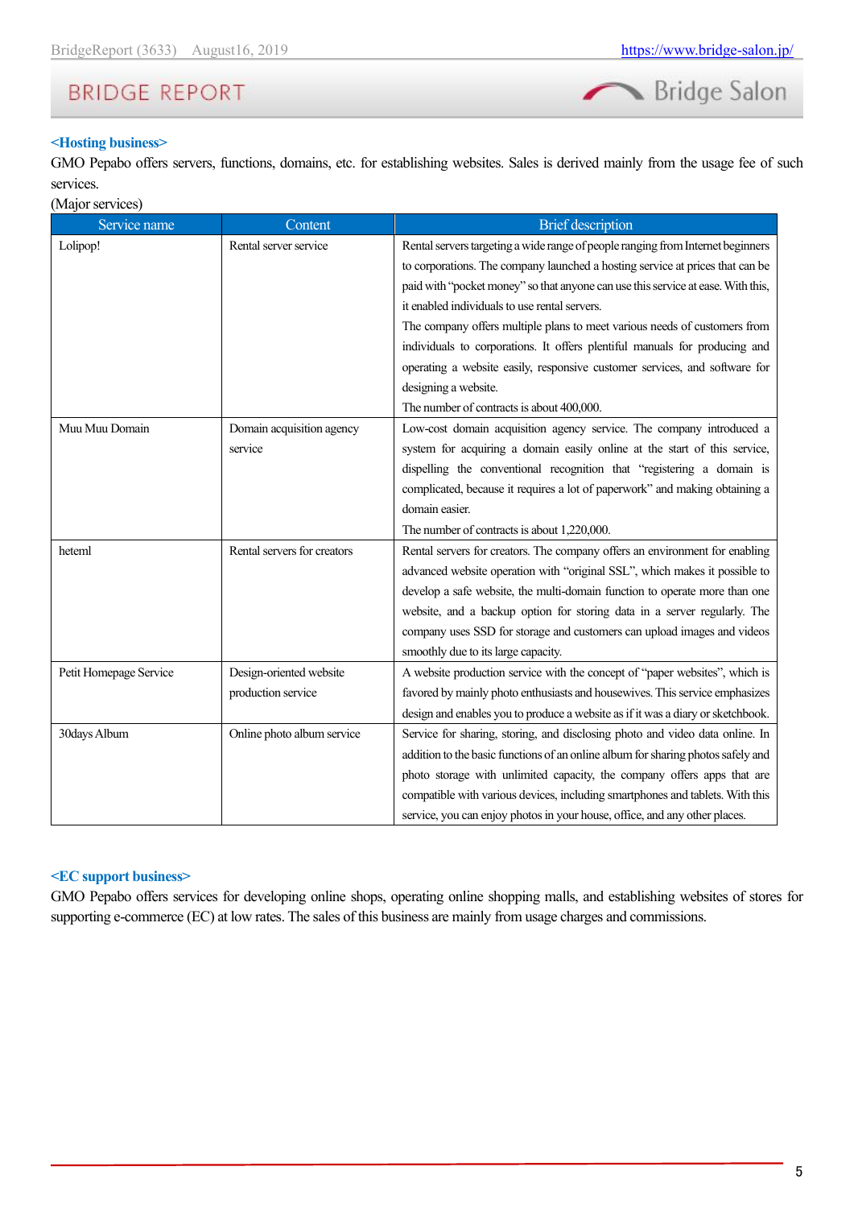### <Hosting business>

GMO Pepabo offers servers, functions, domains, etc. for establishing websites. Sales is derived mainly from the usage fee of such services.

(Major services)

| Service name | Content | Brief description |
|---|---|---|
| Lolipop! | Rental server service | Rental servers targeting a wide range of people ranging from Internet beginners to corporations. The company launched a hosting service at prices that can be paid with "pocket money" so that anyone can use this service at ease. With this, it enabled individuals to use rental servers.<br>The company offers multiple plans to meet various needs of customers from individuals to corporations. It offers plentiful manuals for producing and operating a website easily, responsive customer services, and software for designing a website.<br>The number of contracts is about 400,000. |
| Muu Muu Domain | Domain acquisition agency service | Low-cost domain acquisition agency service. The company introduced a system for acquiring a domain easily online at the start of this service, dispelling the conventional recognition that "registering a domain is complicated, because it requires a lot of paperwork" and making obtaining a domain easier.<br>The number of contracts is about 1,220,000. |
| heteml | Rental servers for creators | Rental servers for creators. The company offers an environment for enabling advanced website operation with "original SSL", which makes it possible to develop a safe website, the multi-domain function to operate more than one website, and a backup option for storing data in a server regularly. The company uses SSD for storage and customers can upload images and videos smoothly due to its large capacity. |
| Petit Homepage Service | Design-oriented website production service | A website production service with the concept of "paper websites", which is favored by mainly photo enthusiasts and housewives. This service emphasizes design and enables you to produce a website as if it was a diary or sketchbook. |
| 30days Album | Online photo album service | Service for sharing, storing, and disclosing photo and video data online. In addition to the basic functions of an online album for sharing photos safely and photo storage with unlimited capacity, the company offers apps that are compatible with various devices, including smartphones and tablets. With this service, you can enjoy photos in your house, office, and any other places. |

### <EC support business>

GMO Pepabo offers services for developing online shops, operating online shopping malls, and establishing websites of stores for supporting e-commerce (EC) at low rates. The sales of this business are mainly from usage charges and commissions.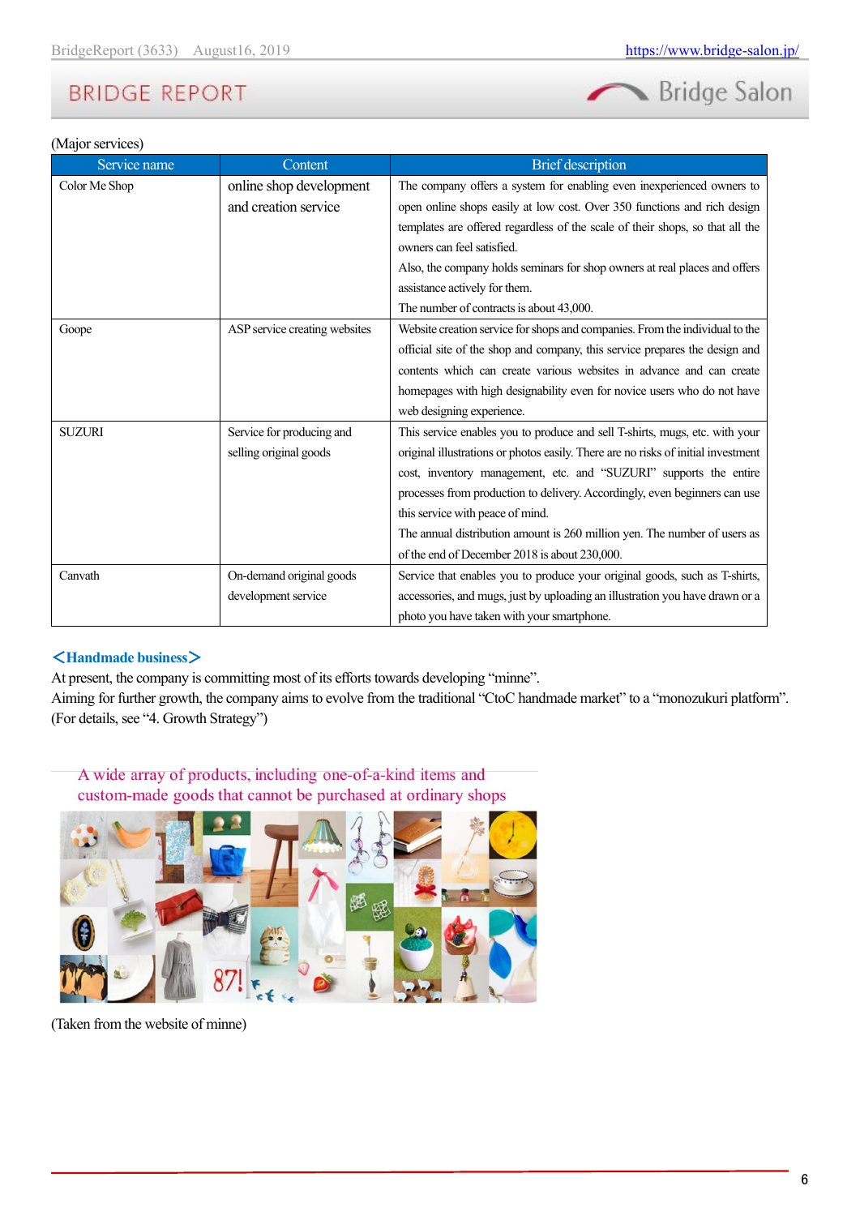(Major services)

| Service name | Content | Brief description |
| --- | --- | --- |
| Color Me Shop | online shop development and creation service | The company offers a system for enabling even inexperienced owners to open online shops easily at low cost. Over 350 functions and rich design templates are offered regardless of the scale of their shops, so that all the owners can feel satisfied.<br>Also, the company holds seminars for shop owners at real places and offers assistance actively for them.<br>The number of contracts is about 43,000. |
| Goope | ASP service creating websites | Website creation service for shops and companies. From the individual to the official site of the shop and company, this service prepares the design and contents which can create various websites in advance and can create homepages with high designability even for novice users who do not have web designing experience. |
| SUZURI | Service for producing and selling original goods | This service enables you to produce and sell T-shirts, mugs, etc. with your original illustrations or photos easily. There are no risks of initial investment cost, inventory management, etc. and "SUZURI" supports the entire processes from production to delivery. Accordingly, even beginners can use this service with peace of mind.<br>The annual distribution amount is 260 million yen. The number of users as of the end of December 2018 is about 230,000. |
| Canvath | On-demand original goods development service | Service that enables you to produce your original goods, such as T-shirts, accessories, and mugs, just by uploading an illustration you have drawn or a photo you have taken with your smartphone. |

**＜Handmade business＞**

At present, the company is committing most of its efforts towards developing "minne".
Aiming for further growth, the company aims to evolve from the traditional "CtoC handmade market" to a "monozukuri platform". (For details, see "4. Growth Strategy")

A wide array of products, including one-of-a-kind items and custom-made goods that cannot be purchased at ordinary shops

(Taken from the website of minne)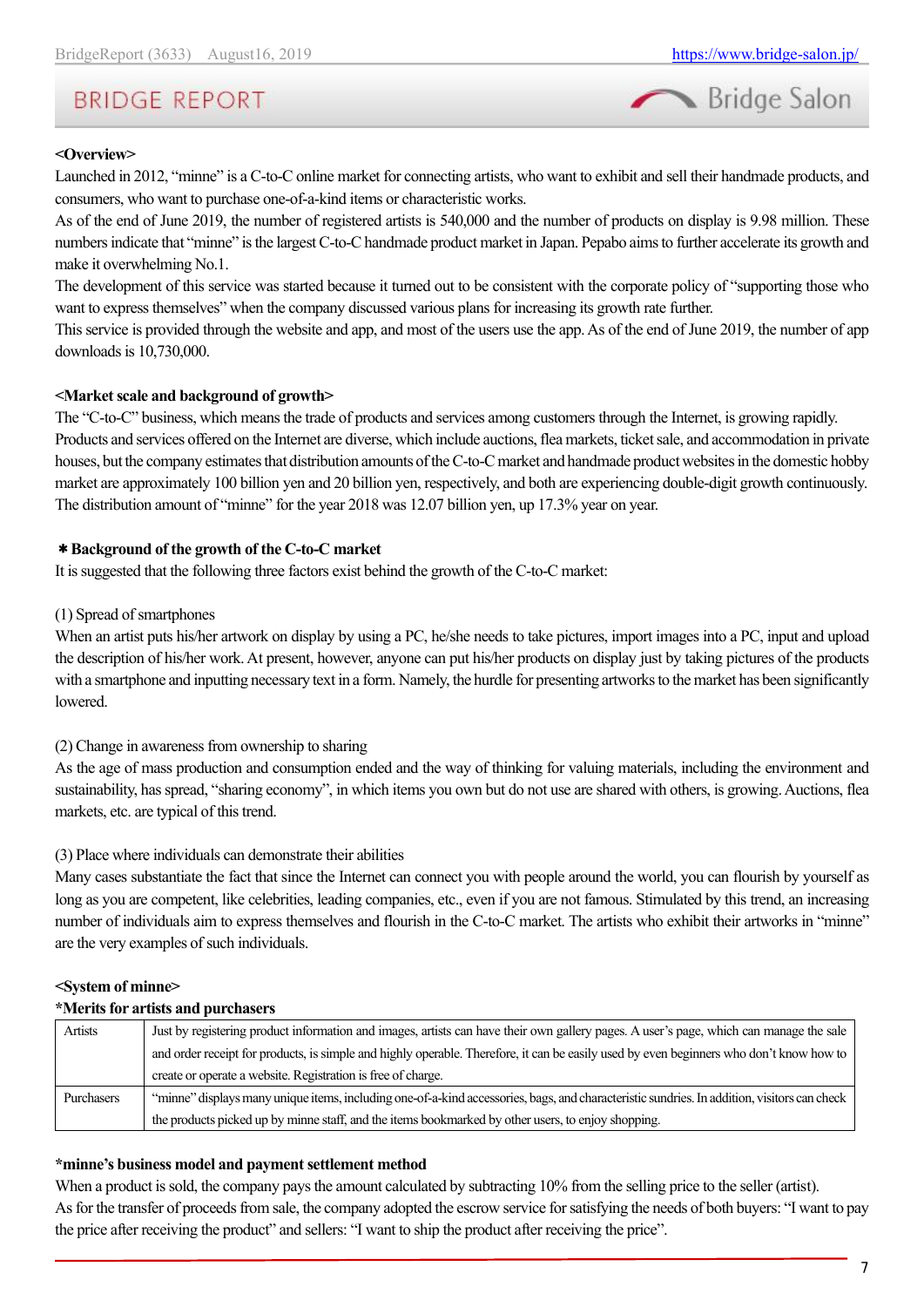**<Overview>**

Launched in 2012, "minne" is a C-to-C online market for connecting artists, who want to exhibit and sell their handmade products, and consumers, who want to purchase one-of-a-kind items or characteristic works.

As of the end of June 2019, the number of registered artists is 540,000 and the number of products on display is 9.98 million. These numbers indicate that "minne" is the largest C-to-C handmade product market in Japan. Pepabo aims to further accelerate its growth and make it overwhelming No.1.

The development of this service was started because it turned out to be consistent with the corporate policy of "supporting those who want to express themselves" when the company discussed various plans for increasing its growth rate further.

This service is provided through the website and app, and most of the users use the app. As of the end of June 2019, the number of app downloads is 10,730,000.

**<Market scale and background of growth>**

The "C-to-C" business, which means the trade of products and services among customers through the Internet, is growing rapidly. Products and services offered on the Internet are diverse, which include auctions, flea markets, ticket sale, and accommodation in private houses, but the company estimates that distribution amounts of the C-to-C market and handmade product websites in the domestic hobby market are approximately 100 billion yen and 20 billion yen, respectively, and both are experiencing double-digit growth continuously. The distribution amount of "minne" for the year 2018 was 12.07 billion yen, up 17.3% year on year.

**✱ Background of the growth of the C-to-C market**

It is suggested that the following three factors exist behind the growth of the C-to-C market:

(1) Spread of smartphones

When an artist puts his/her artwork on display by using a PC, he/she needs to take pictures, import images into a PC, input and upload the description of his/her work. At present, however, anyone can put his/her products on display just by taking pictures of the products with a smartphone and inputting necessary text in a form. Namely, the hurdle for presenting artworks to the market has been significantly lowered.

(2) Change in awareness from ownership to sharing

As the age of mass production and consumption ended and the way of thinking for valuing materials, including the environment and sustainability, has spread, "sharing economy", in which items you own but do not use are shared with others, is growing. Auctions, flea markets, etc. are typical of this trend.

(3) Place where individuals can demonstrate their abilities

Many cases substantiate the fact that since the Internet can connect you with people around the world, you can flourish by yourself as long as you are competent, like celebrities, leading companies, etc., even if you are not famous. Stimulated by this trend, an increasing number of individuals aim to express themselves and flourish in the C-to-C market. The artists who exhibit their artworks in "minne" are the very examples of such individuals.

**<System of minne>**

***Merits for artists and purchasers**

| | |
|---|---|
| Artists | Just by registering product information and images, artists can have their own gallery pages. A user's page, which can manage the sale and order receipt for products, is simple and highly operable. Therefore, it can be easily used by even beginners who don't know how to create or operate a website. Registration is free of charge. |
| Purchasers | "minne" displays many unique items, including one-of-a-kind accessories, bags, and characteristic sundries. In addition, visitors can check the products picked up by minne staff, and the items bookmarked by other users, to enjoy shopping. |

***minne's business model and payment settlement method**

When a product is sold, the company pays the amount calculated by subtracting 10% from the selling price to the seller (artist).

As for the transfer of proceeds from sale, the company adopted the escrow service for satisfying the needs of both buyers: "I want to pay the price after receiving the product" and sellers: "I want to ship the product after receiving the price".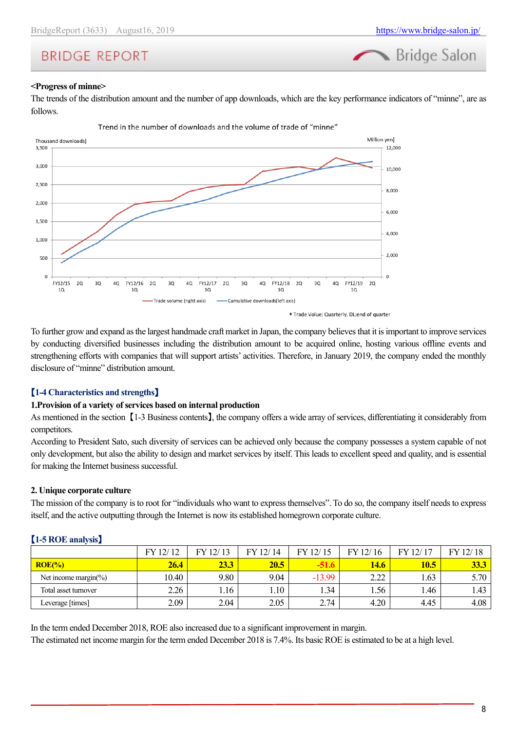**<Progress of minne>**

The trends of the distribution amount and the number of app downloads, which are the key performance indicators of "minne", are as follows.

Trend in the number of downloads and the volume of trade of "minne"

Thousand downloads]　　Million yen]

Trade volume (right axis)　Cumulative downloads(left axis)

＊Trade Value: Quarterly, DL:end of quarter

To further grow and expand as the largest handmade craft market in Japan, the company believes that it is important to improve services by conducting diversified businesses including the distribution amount to be acquired online, hosting various offline events and strengthening efforts with companies that will support artists' activities. Therefore, in January 2019, the company ended the monthly disclosure of "minne" distribution amount.

## 【1-4 Characteristics and strengths】

**1.Provision of a variety of services based on internal production**

As mentioned in the section【1-3 Business contents】, the company offers a wide array of services, differentiating it considerably from competitors.

According to President Sato, such diversity of services can be achieved only because the company possesses a system capable of not only development, but also the ability to design and market services by itself. This leads to excellent speed and quality, and is essential for making the Internet business successful.

**2. Unique corporate culture**

The mission of the company is to root for "individuals who want to express themselves". To do so, the company itself needs to express itself, and the active outputting through the Internet is now its established homegrown corporate culture.

## 【1-5 ROE analysis】

| | FY 12/ 12 | FY 12/ 13 | FY 12/ 14 | FY 12/ 15 | FY 12/ 16 | FY 12/ 17 | FY 12/ 18 |
|---|---|---|---|---|---|---|---|
| **ROE(%)** | **26.4** | **23.3** | **20.5** | **-51.6** | **14.6** | **10.5** | **33.3** |
| Net income margin(%) | 10.40 | 9.80 | 9.04 | -13.99 | 2.22 | 1.63 | 5.70 |
| Total asset turnover | 2.26 | 1.16 | 1.10 | 1.34 | 1.56 | 1.46 | 1.43 |
| Leverage [times] | 2.09 | 2.04 | 2.05 | 2.74 | 4.20 | 4.45 | 4.08 |

In the term ended December 2018, ROE also increased due to a significant improvement in margin.

The estimated net income margin for the term ended December 2018 is 7.4%. Its basic ROE is estimated to be at a high level.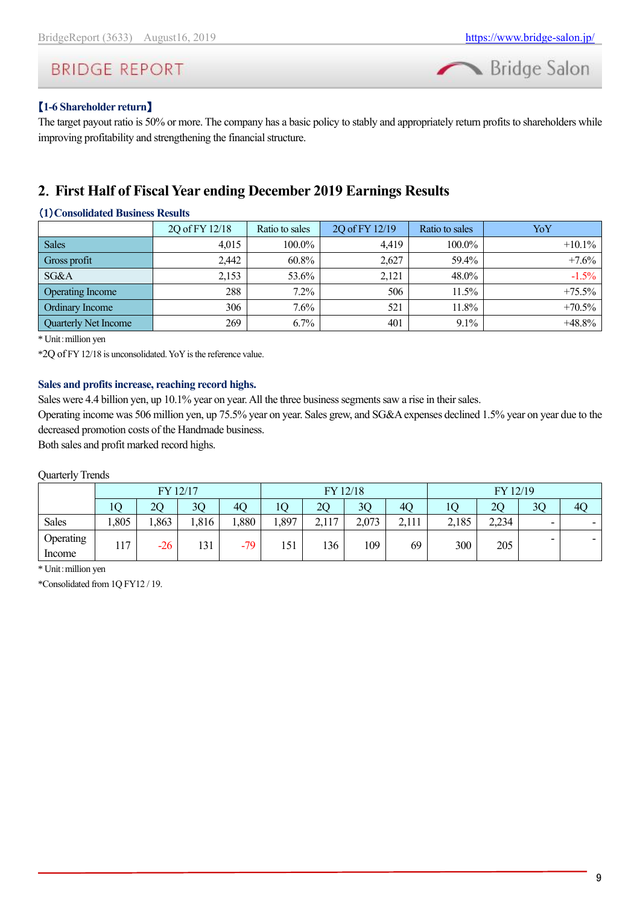**【1-6 Shareholder return】**

The target payout ratio is 50% or more. The company has a basic policy to stably and appropriately return profits to shareholders while improving profitability and strengthening the financial structure.

## 2. First Half of Fiscal Year ending December 2019 Earnings Results

### (1) Consolidated Business Results

| | 2Q of FY 12/18 | Ratio to sales | 2Q of FY 12/19 | Ratio to sales | YoY |
|---|---|---|---|---|---|
| Sales | 4,015 | 100.0% | 4,419 | 100.0% | +10.1% |
| Gross profit | 2,442 | 60.8% | 2,627 | 59.4% | +7.6% |
| SG&A | 2,153 | 53.6% | 2,121 | 48.0% | -1.5% |
| Operating Income | 288 | 7.2% | 506 | 11.5% | +75.5% |
| Ordinary Income | 306 | 7.6% | 521 | 11.8% | +70.5% |
| Quarterly Net Income | 269 | 6.7% | 401 | 9.1% | +48.8% |

* Unit: million yen

*2Q of FY 12/18 is unconsolidated. YoY is the reference value.

**Sales and profits increase, reaching record highs.**

Sales were 4.4 billion yen, up 10.1% year on year. All the three business segments saw a rise in their sales.

Operating income was 506 million yen, up 75.5% year on year. Sales grew, and SG&A expenses declined 1.5% year on year due to the decreased promotion costs of the Handmade business.

Both sales and profit marked record highs.

Quarterly Trends

| | FY 12/17 | | | | FY 12/18 | | | | FY 12/19 | | | |
|---|---|---|---|---|---|---|---|---|---|---|---|---|
| | 1Q | 2Q | 3Q | 4Q | 1Q | 2Q | 3Q | 4Q | 1Q | 2Q | 3Q | 4Q |
| Sales | 1,805 | 1,863 | 1,816 | 1,880 | 1,897 | 2,117 | 2,073 | 2,111 | 2,185 | 2,234 | - | - |
| Operating Income | 117 | -26 | 131 | -79 | 151 | 136 | 109 | 69 | 300 | 205 | - | - |

* Unit: million yen

*Consolidated from 1Q FY12 / 19.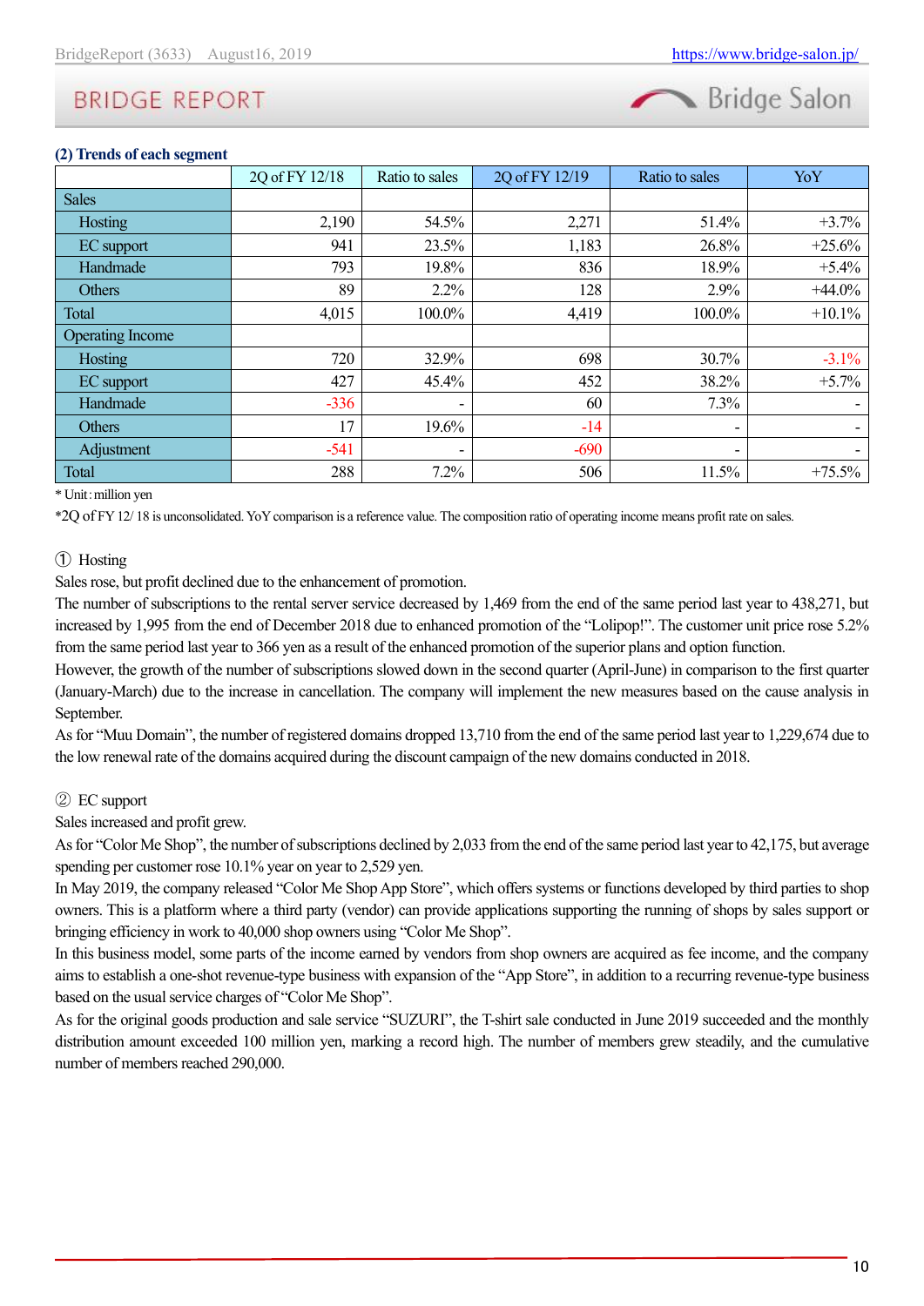### (2) Trends of each segment

| | 2Q of FY 12/18 | Ratio to sales | 2Q of FY 12/19 | Ratio to sales | YoY |
|---|---|---|---|---|---|
| Sales | | | | | |
| Hosting | 2,190 | 54.5% | 2,271 | 51.4% | +3.7% |
| EC support | 941 | 23.5% | 1,183 | 26.8% | +25.6% |
| Handmade | 793 | 19.8% | 836 | 18.9% | +5.4% |
| Others | 89 | 2.2% | 128 | 2.9% | +44.0% |
| Total | 4,015 | 100.0% | 4,419 | 100.0% | +10.1% |
| Operating Income | | | | | |
| Hosting | 720 | 32.9% | 698 | 30.7% | -3.1% |
| EC support | 427 | 45.4% | 452 | 38.2% | +5.7% |
| Handmade | -336 | - | 60 | 7.3% | - |
| Others | 17 | 19.6% | -14 | - | - |
| Adjustment | -541 | - | -690 | - | - |
| Total | 288 | 7.2% | 506 | 11.5% | +75.5% |

* Unit: million yen

*2Q of FY 12/ 18 is unconsolidated. YoY comparison is a reference value. The composition ratio of operating income means profit rate on sales.

① Hosting

Sales rose, but profit declined due to the enhancement of promotion.

The number of subscriptions to the rental server service decreased by 1,469 from the end of the same period last year to 438,271, but increased by 1,995 from the end of December 2018 due to enhanced promotion of the "Lolipop!". The customer unit price rose 5.2% from the same period last year to 366 yen as a result of the enhanced promotion of the superior plans and option function.

However, the growth of the number of subscriptions slowed down in the second quarter (April-June) in comparison to the first quarter (January-March) due to the increase in cancellation. The company will implement the new measures based on the cause analysis in September.

As for "Muu Domain", the number of registered domains dropped 13,710 from the end of the same period last year to 1,229,674 due to the low renewal rate of the domains acquired during the discount campaign of the new domains conducted in 2018.

② EC support

Sales increased and profit grew.

As for "Color Me Shop", the number of subscriptions declined by 2,033 from the end of the same period last year to 42,175, but average spending per customer rose 10.1% year on year to 2,529 yen.

In May 2019, the company released "Color Me Shop App Store", which offers systems or functions developed by third parties to shop owners. This is a platform where a third party (vendor) can provide applications supporting the running of shops by sales support or bringing efficiency in work to 40,000 shop owners using "Color Me Shop".

In this business model, some parts of the income earned by vendors from shop owners are acquired as fee income, and the company aims to establish a one-shot revenue-type business with expansion of the "App Store", in addition to a recurring revenue-type business based on the usual service charges of "Color Me Shop".

As for the original goods production and sale service "SUZURI", the T-shirt sale conducted in June 2019 succeeded and the monthly distribution amount exceeded 100 million yen, marking a record high. The number of members grew steadily, and the cumulative number of members reached 290,000.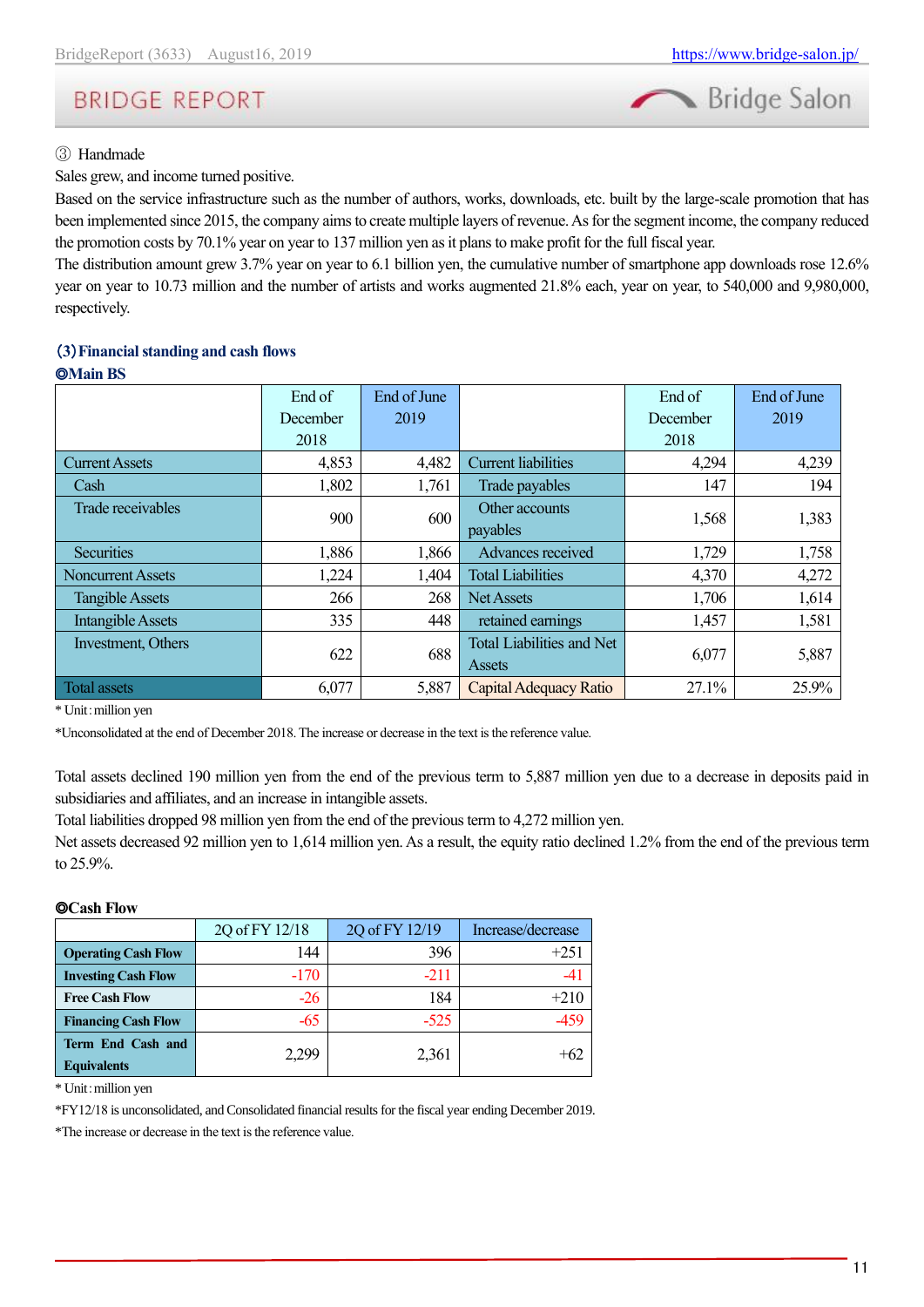③ Handmade

Sales grew, and income turned positive.

Based on the service infrastructure such as the number of authors, works, downloads, etc. built by the large-scale promotion that has been implemented since 2015, the company aims to create multiple layers of revenue. As for the segment income, the company reduced the promotion costs by 70.1% year on year to 137 million yen as it plans to make profit for the full fiscal year.

The distribution amount grew 3.7% year on year to 6.1 billion yen, the cumulative number of smartphone app downloads rose 12.6% year on year to 10.73 million and the number of artists and works augmented 21.8% each, year on year, to 540,000 and 9,980,000, respectively.

### (3) Financial standing and cash flows

**◎Main BS**

| | End of December 2018 | End of June 2019 | | End of December 2018 | End of June 2019 |
|---|---|---|---|---|---|
| Current Assets | 4,853 | 4,482 | Current liabilities | 4,294 | 4,239 |
| Cash | 1,802 | 1,761 | Trade payables | 147 | 194 |
| Trade receivables | 900 | 600 | Other accounts payables | 1,568 | 1,383 |
| Securities | 1,886 | 1,866 | Advances received | 1,729 | 1,758 |
| Noncurrent Assets | 1,224 | 1,404 | Total Liabilities | 4,370 | 4,272 |
| Tangible Assets | 266 | 268 | Net Assets | 1,706 | 1,614 |
| Intangible Assets | 335 | 448 | retained earnings | 1,457 | 1,581 |
| Investment, Others | 622 | 688 | Total Liabilities and Net Assets | 6,077 | 5,887 |
| Total assets | 6,077 | 5,887 | Capital Adequacy Ratio | 27.1% | 25.9% |

\* Unit: million yen

*Unconsolidated at the end of December 2018. The increase or decrease in the text is the reference value.

Total assets declined 190 million yen from the end of the previous term to 5,887 million yen due to a decrease in deposits paid in subsidiaries and affiliates, and an increase in intangible assets.

Total liabilities dropped 98 million yen from the end of the previous term to 4,272 million yen.

Net assets decreased 92 million yen to 1,614 million yen. As a result, the equity ratio declined 1.2% from the end of the previous term to 25.9%.

**◎Cash Flow**

| | 2Q of FY 12/18 | 2Q of FY 12/19 | Increase/decrease |
|---|---|---|---|
| **Operating Cash Flow** | 144 | 396 | +251 |
| **Investing Cash Flow** | -170 | -211 | -41 |
| **Free Cash Flow** | -26 | 184 | +210 |
| **Financing Cash Flow** | -65 | -525 | -459 |
| **Term End Cash and Equivalents** | 2,299 | 2,361 | +62 |

\* Unit: million yen

*FY12/18 is unconsolidated, and Consolidated financial results for the fiscal year ending December 2019.

*The increase or decrease in the text is the reference value.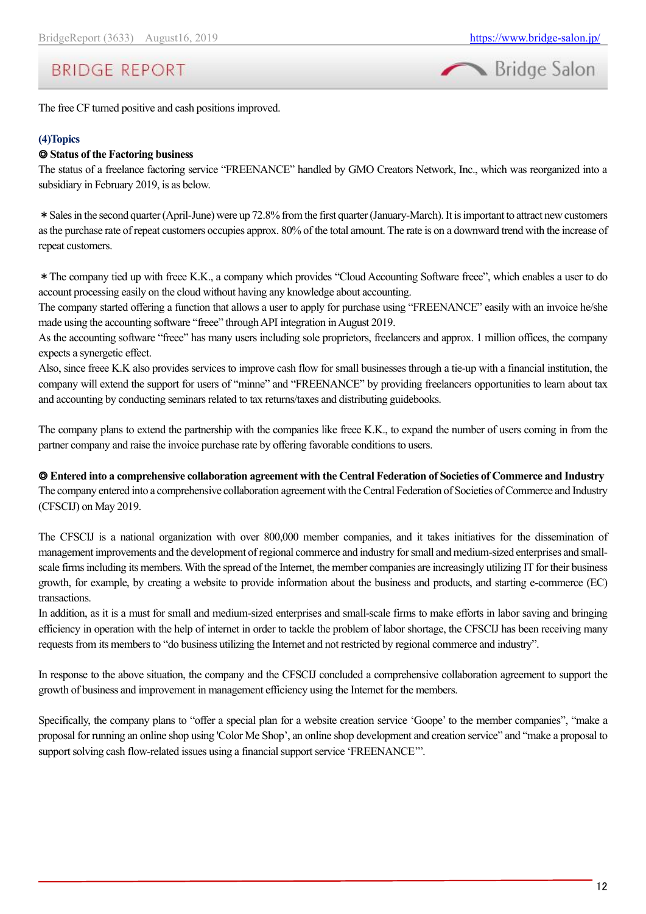The free CF turned positive and cash positions improved.

### (4)Topics

**◎ Status of the Factoring business**

The status of a freelance factoring service "FREENANCE" handled by GMO Creators Network, Inc., which was reorganized into a subsidiary in February 2019, is as below.

＊Sales in the second quarter (April-June) were up 72.8% from the first quarter (January-March). It is important to attract new customers as the purchase rate of repeat customers occupies approx. 80% of the total amount. The rate is on a downward trend with the increase of repeat customers.

＊The company tied up with freee K.K., a company which provides "Cloud Accounting Software freee", which enables a user to do account processing easily on the cloud without having any knowledge about accounting.
The company started offering a function that allows a user to apply for purchase using "FREENANCE" easily with an invoice he/she made using the accounting software "freee" through API integration in August 2019.
As the accounting software "freee" has many users including sole proprietors, freelancers and approx. 1 million offices, the company expects a synergetic effect.
Also, since freee K.K also provides services to improve cash flow for small businesses through a tie-up with a financial institution, the company will extend the support for users of "minne" and "FREENANCE" by providing freelancers opportunities to learn about tax and accounting by conducting seminars related to tax returns/taxes and distributing guidebooks.

The company plans to extend the partnership with the companies like freee K.K., to expand the number of users coming in from the partner company and raise the invoice purchase rate by offering favorable conditions to users.

**◎ Entered into a comprehensive collaboration agreement with the Central Federation of Societies of Commerce and Industry**

The company entered into a comprehensive collaboration agreement with the Central Federation of Societies of Commerce and Industry (CFSCIJ) on May 2019.

The CFSCIJ is a national organization with over 800,000 member companies, and it takes initiatives for the dissemination of management improvements and the development of regional commerce and industry for small and medium-sized enterprises and small-scale firms including its members. With the spread of the Internet, the member companies are increasingly utilizing IT for their business growth, for example, by creating a website to provide information about the business and products, and starting e-commerce (EC) transactions.
In addition, as it is a must for small and medium-sized enterprises and small-scale firms to make efforts in labor saving and bringing efficiency in operation with the help of internet in order to tackle the problem of labor shortage, the CFSCIJ has been receiving many requests from its members to "do business utilizing the Internet and not restricted by regional commerce and industry".

In response to the above situation, the company and the CFSCIJ concluded a comprehensive collaboration agreement to support the growth of business and improvement in management efficiency using the Internet for the members.

Specifically, the company plans to "offer a special plan for a website creation service 'Goope' to the member companies", "make a proposal for running an online shop using 'Color Me Shop', an online shop development and creation service" and "make a proposal to support solving cash flow-related issues using a financial support service 'FREENANCE'".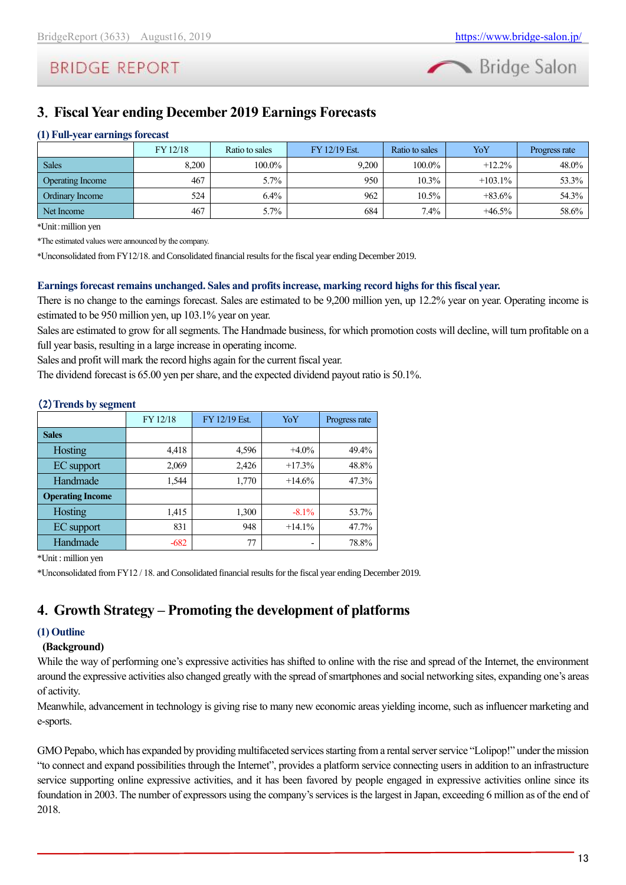## 3. Fiscal Year ending December 2019 Earnings Forecasts

### (1) Full-year earnings forecast

| | FY 12/18 | Ratio to sales | FY 12/19 Est. | Ratio to sales | YoY | Progress rate |
|---|---|---|---|---|---|---|
| Sales | 8,200 | 100.0% | 9,200 | 100.0% | +12.2% | 48.0% |
| Operating Income | 467 | 5.7% | 950 | 10.3% | +103.1% | 53.3% |
| Ordinary Income | 524 | 6.4% | 962 | 10.5% | +83.6% | 54.3% |
| Net Income | 467 | 5.7% | 684 | 7.4% | +46.5% | 58.6% |

*Unit: million yen

*The estimated values were announced by the company.

*Unconsolidated from FY12/18. and Consolidated financial results for the fiscal year ending December 2019.

**Earnings forecast remains unchanged. Sales and profits increase, marking record highs for this fiscal year.**

There is no change to the earnings forecast. Sales are estimated to be 9,200 million yen, up 12.2% year on year. Operating income is estimated to be 950 million yen, up 103.1% year on year.

Sales are estimated to grow for all segments. The Handmade business, for which promotion costs will decline, will turn profitable on a full year basis, resulting in a large increase in operating income.

Sales and profit will mark the record highs again for the current fiscal year.

The dividend forecast is 65.00 yen per share, and the expected dividend payout ratio is 50.1%.

### (2) Trends by segment

| | FY 12/18 | FY 12/19 Est. | YoY | Progress rate |
|---|---|---|---|---|
| **Sales** | | | | |
| Hosting | 4,418 | 4,596 | +4.0% | 49.4% |
| EC support | 2,069 | 2,426 | +17.3% | 48.8% |
| Handmade | 1,544 | 1,770 | +14.6% | 47.3% |
| **Operating Income** | | | | |
| Hosting | 1,415 | 1,300 | -8.1% | 53.7% |
| EC support | 831 | 948 | +14.1% | 47.7% |
| Handmade | -682 | 77 | - | 78.8% |

*Unit : million yen

*Unconsolidated from FY12 / 18. and Consolidated financial results for the fiscal year ending December 2019.

## 4. Growth Strategy – Promoting the development of platforms

### (1) Outline

**(Background)**

While the way of performing one's expressive activities has shifted to online with the rise and spread of the Internet, the environment around the expressive activities also changed greatly with the spread of smartphones and social networking sites, expanding one's areas of activity.

Meanwhile, advancement in technology is giving rise to many new economic areas yielding income, such as influencer marketing and e-sports.

GMO Pepabo, which has expanded by providing multifaceted services starting from a rental server service "Lolipop!" under the mission "to connect and expand possibilities through the Internet", provides a platform service connecting users in addition to an infrastructure service supporting online expressive activities, and it has been favored by people engaged in expressive activities online since its foundation in 2003. The number of expressors using the company's services is the largest in Japan, exceeding 6 million as of the end of 2018.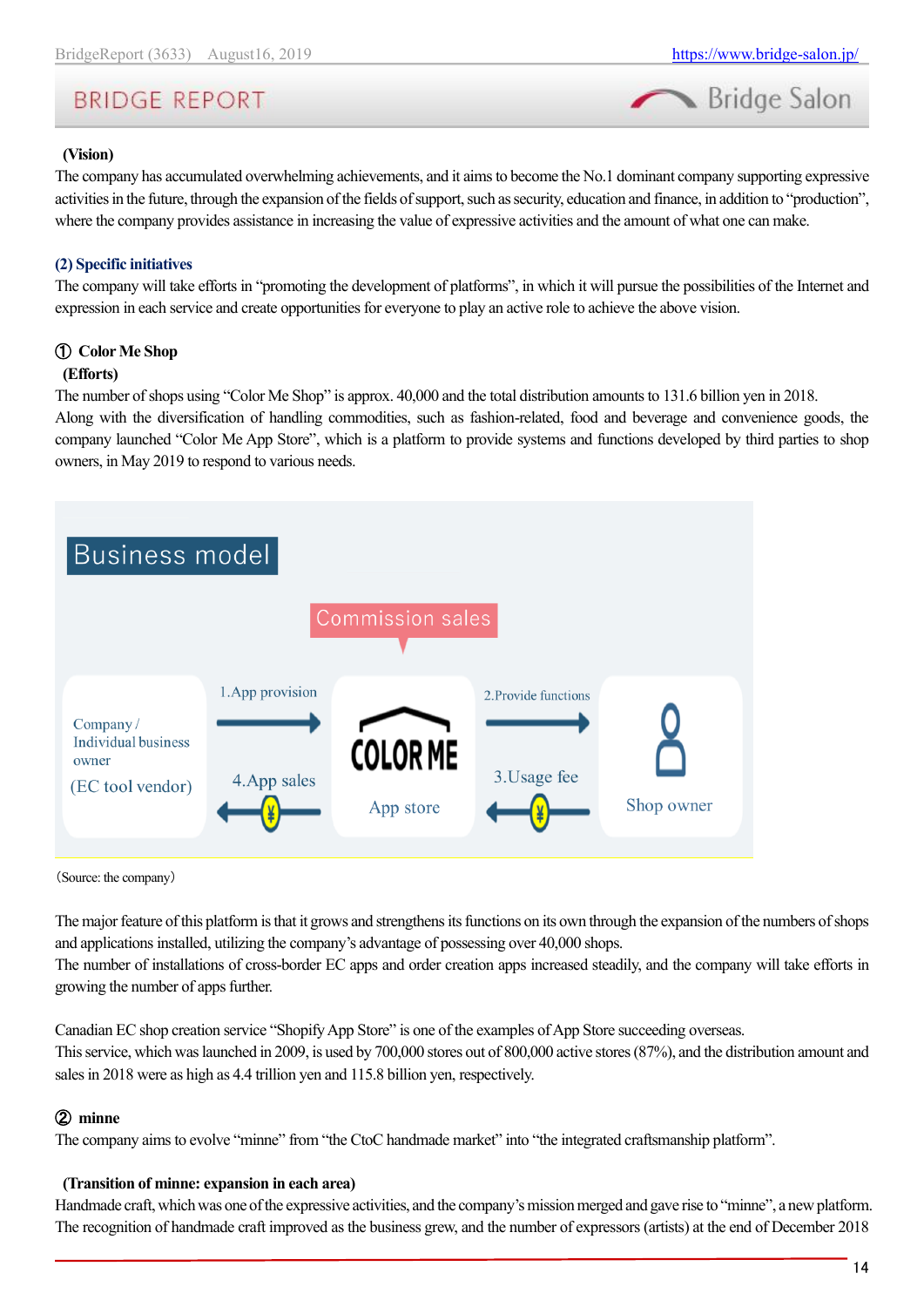**(Vision)**

The company has accumulated overwhelming achievements, and it aims to become the No.1 dominant company supporting expressive activities in the future, through the expansion of the fields of support, such as security, education and finance, in addition to "production", where the company provides assistance in increasing the value of expressive activities and the amount of what one can make.

### (2) Specific initiatives

The company will take efforts in "promoting the development of platforms", in which it will pursue the possibilities of the Internet and expression in each service and create opportunities for everyone to play an active role to achieve the above vision.

#### ① Color Me Shop

**(Efforts)**

The number of shops using "Color Me Shop" is approx. 40,000 and the total distribution amounts to 131.6 billion yen in 2018.
Along with the diversification of handling commodities, such as fashion-related, food and beverage and convenience goods, the company launched "Color Me App Store", which is a platform to provide systems and functions developed by third parties to shop owners, in May 2019 to respond to various needs.

Business model

Commission sales

Company / Individual business owner (EC tool vendor) — 1.App provision → COLOR ME App store — 2.Provide functions → Shop owner

Shop owner — 3.Usage fee → COLOR ME App store — 4.App sales → Company / Individual business owner (EC tool vendor)

(Source: the company)

The major feature of this platform is that it grows and strengthens its functions on its own through the expansion of the numbers of shops and applications installed, utilizing the company's advantage of possessing over 40,000 shops.
The number of installations of cross-border EC apps and order creation apps increased steadily, and the company will take efforts in growing the number of apps further.

Canadian EC shop creation service "Shopify App Store" is one of the examples of App Store succeeding overseas.
This service, which was launched in 2009, is used by 700,000 stores out of 800,000 active stores (87%), and the distribution amount and sales in 2018 were as high as 4.4 trillion yen and 115.8 billion yen, respectively.

#### ② minne

The company aims to evolve "minne" from "the CtoC handmade market" into "the integrated craftsmanship platform".

**(Transition of minne: expansion in each area)**

Handmade craft, which was one of the expressive activities, and the company's mission merged and gave rise to "minne", a new platform.
The recognition of handmade craft improved as the business grew, and the number of expressors (artists) at the end of December 2018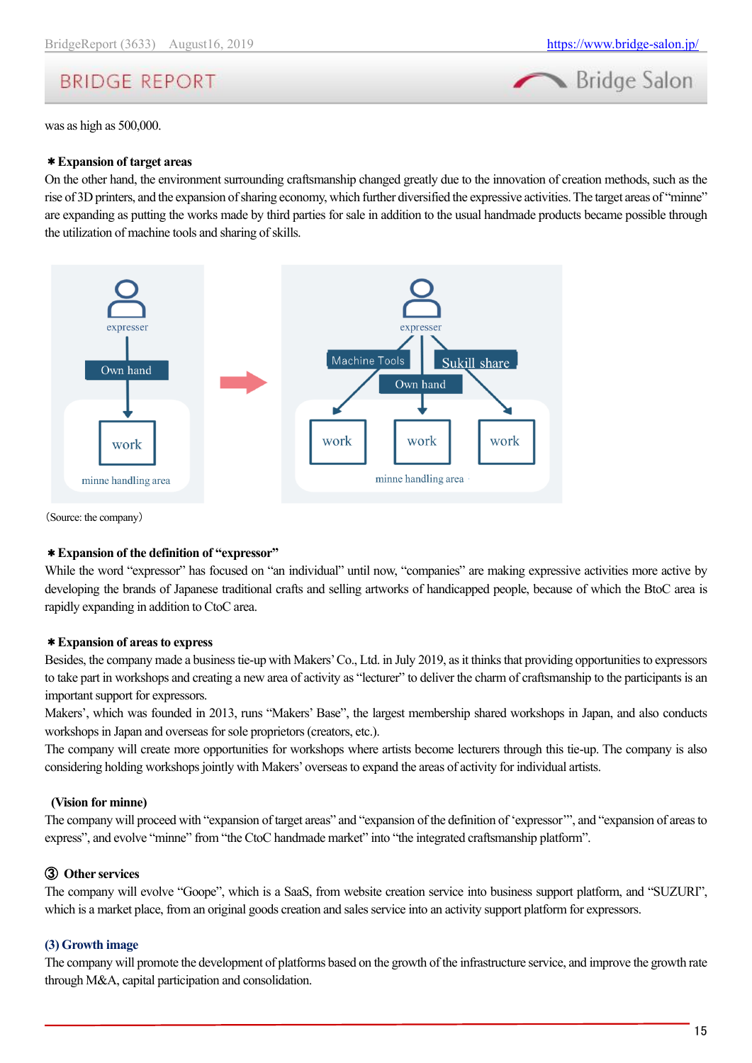was as high as 500,000.

**＊Expansion of target areas**

On the other hand, the environment surrounding craftsmanship changed greatly due to the innovation of creation methods, such as the rise of 3D printers, and the expansion of sharing economy, which further diversified the expressive activities. The target areas of "minne" are expanding as putting the works made by third parties for sale in addition to the usual handmade products became possible through the utilization of machine tools and sharing of skills.

expresser
Own hand
work
minne handling area

expresser
Machine Tools
Sukill share
Own hand
work
work
work
minne handling area

（Source: the company）

**＊Expansion of the definition of "expressor"**

While the word "expressor" has focused on "an individual" until now, "companies" are making expressive activities more active by developing the brands of Japanese traditional crafts and selling artworks of handicapped people, because of which the BtoC area is rapidly expanding in addition to CtoC area.

**＊Expansion of areas to express**

Besides, the company made a business tie-up with Makers' Co., Ltd. in July 2019, as it thinks that providing opportunities to expressors to take part in workshops and creating a new area of activity as "lecturer" to deliver the charm of craftsmanship to the participants is an important support for expressors.

Makers', which was founded in 2013, runs "Makers' Base", the largest membership shared workshops in Japan, and also conducts workshops in Japan and overseas for sole proprietors (creators, etc.).

The company will create more opportunities for workshops where artists become lecturers through this tie-up. The company is also considering holding workshops jointly with Makers' overseas to expand the areas of activity for individual artists.

**(Vision for minne)**

The company will proceed with "expansion of target areas" and "expansion of the definition of 'expressor'", and "expansion of areas to express", and evolve "minne" from "the CtoC handmade market" into "the integrated craftsmanship platform".

**③ Other services**

The company will evolve "Goope", which is a SaaS, from website creation service into business support platform, and "SUZURI", which is a market place, from an original goods creation and sales service into an activity support platform for expressors.

### (3) Growth image

The company will promote the development of platforms based on the growth of the infrastructure service, and improve the growth rate through M&A, capital participation and consolidation.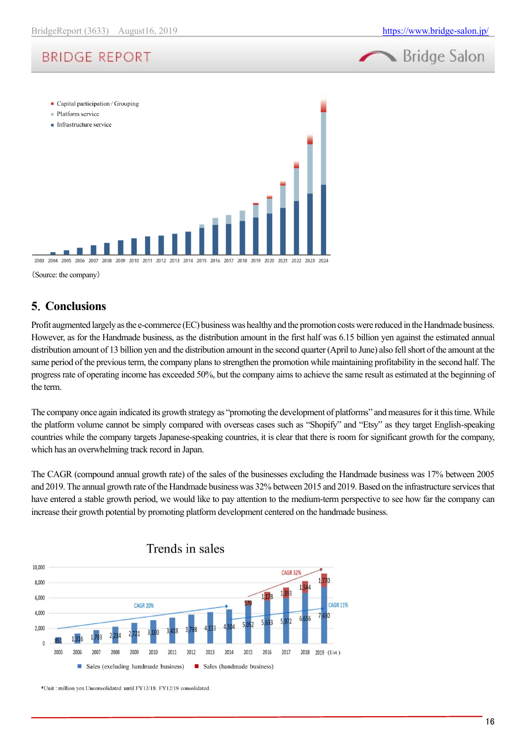- Capital participation / Grouping
- Platform service
- Infrastructure service

2003 2004 2005 2006 2007 2008 2009 2010 2011 2012 2013 2014 2015 2016 2017 2018 2019 2020 2021 2022 2023 2024

(Source: the company)

## 5. Conclusions

Profit augmented largely as the e-commerce (EC) business was healthy and the promotion costs were reduced in the Handmade business. However, as for the Handmade business, as the distribution amount in the first half was 6.15 billion yen against the estimated annual distribution amount of 13 billion yen and the distribution amount in the second quarter (April to June) also fell short of the amount at the same period of the previous term, the company plans to strengthen the promotion while maintaining profitability in the second half. The progress rate of operating income has exceeded 50%, but the company aims to achieve the same result as estimated at the beginning of the term.

The company once again indicated its growth strategy as "promoting the development of platforms" and measures for it this time. While the platform volume cannot be simply compared with overseas cases such as "Shopify" and "Etsy" as they target English-speaking countries while the company targets Japanese-speaking countries, it is clear that there is room for significant growth for the company, which has an overwhelming track record in Japan.

The CAGR (compound annual growth rate) of the sales of the businesses excluding the Handmade business was 17% between 2005 and 2019. The annual growth rate of the Handmade business was 32% between 2015 and 2019. Based on the infrastructure services that have entered a stable growth period, we would like to pay attention to the medium-term perspective to see how far the company can increase their growth potential by promoting platform development centered on the handmade business.

**Trends in sales**

| Year | Sales (excluding handmade business) | Sales (handmade business) |
|---|---|---|
| 2005 | 851 | |
| 2006 | 1,316 | |
| 2007 | 1,793 | |
| 2008 | 2,214 | |
| 2009 | 2,721 | |
| 2010 | 3,100 | |
| 2011 | 3,418 | |
| 2012 | 3,798 | |
| 2013 | 4,133 | |
| 2014 | 4,504 | |
| 2015 | 5,052 | 579 |
| 2016 | 5,633 | 1,178 |
| 2017 | 5,972 | 1,393 |
| 2018 | 6,656 | 1,544 |
| 2019 (Est.) | 7,430 | 1,770 |

CAGR 20% / CAGR 32% / CAGR 11%

*Unit : million yen.Unconsolidated until FY12/18. FY12/19 consolidated.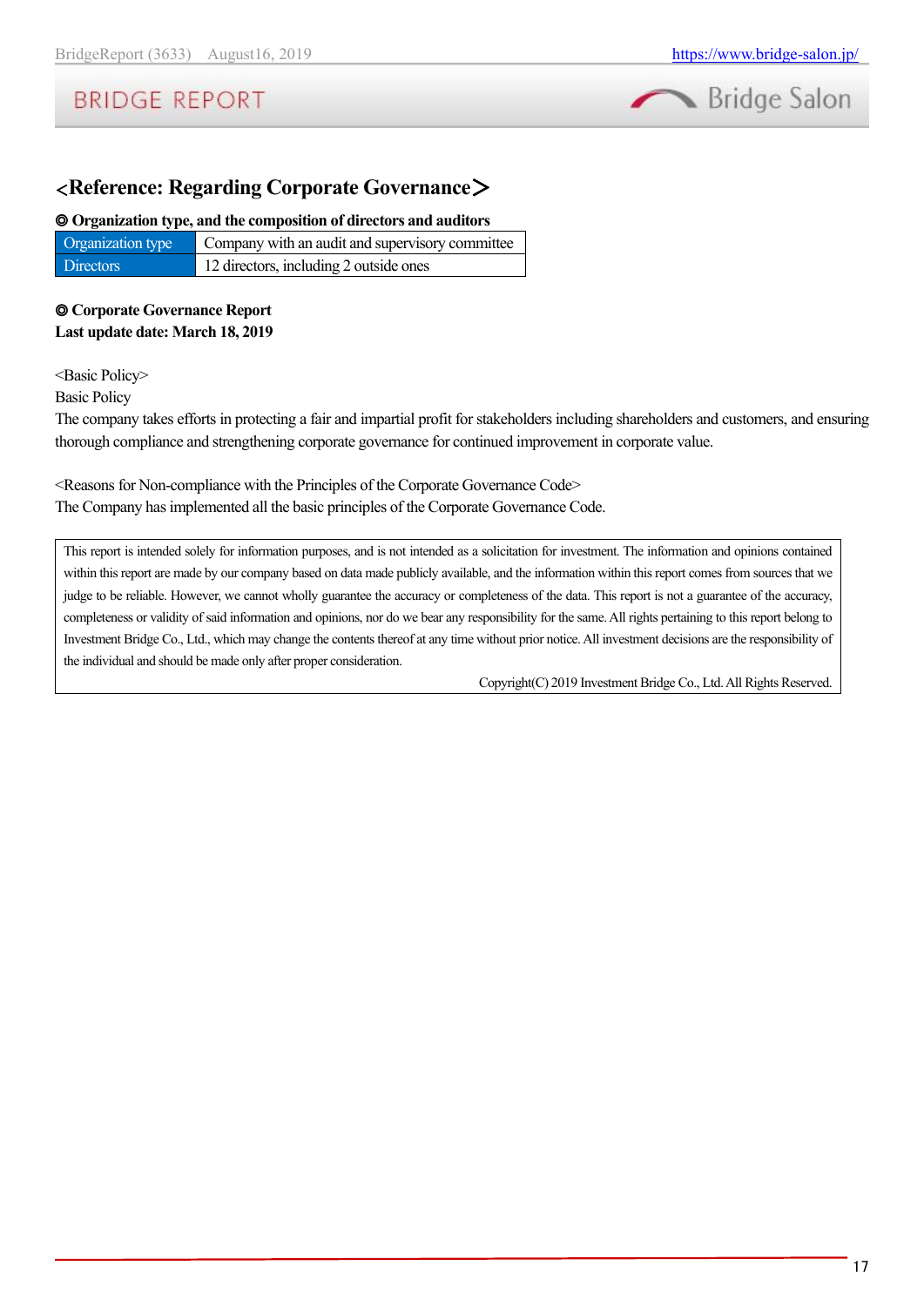## <Reference: Regarding Corporate Governance>

**◎ Organization type, and the composition of directors and auditors**

| | |
|---|---|
| Organization type | Company with an audit and supervisory committee |
| Directors | 12 directors, including 2 outside ones |

**◎ Corporate Governance Report**
**Last update date: March 18, 2019**

<Basic Policy>
Basic Policy
The company takes efforts in protecting a fair and impartial profit for stakeholders including shareholders and customers, and ensuring thorough compliance and strengthening corporate governance for continued improvement in corporate value.

<Reasons for Non-compliance with the Principles of the Corporate Governance Code>
The Company has implemented all the basic principles of the Corporate Governance Code.

This report is intended solely for information purposes, and is not intended as a solicitation for investment. The information and opinions contained within this report are made by our company based on data made publicly available, and the information within this report comes from sources that we judge to be reliable. However, we cannot wholly guarantee the accuracy or completeness of the data. This report is not a guarantee of the accuracy, completeness or validity of said information and opinions, nor do we bear any responsibility for the same. All rights pertaining to this report belong to Investment Bridge Co., Ltd., which may change the contents thereof at any time without prior notice. All investment decisions are the responsibility of the individual and should be made only after proper consideration.

Copyright(C) 2019 Investment Bridge Co., Ltd. All Rights Reserved.